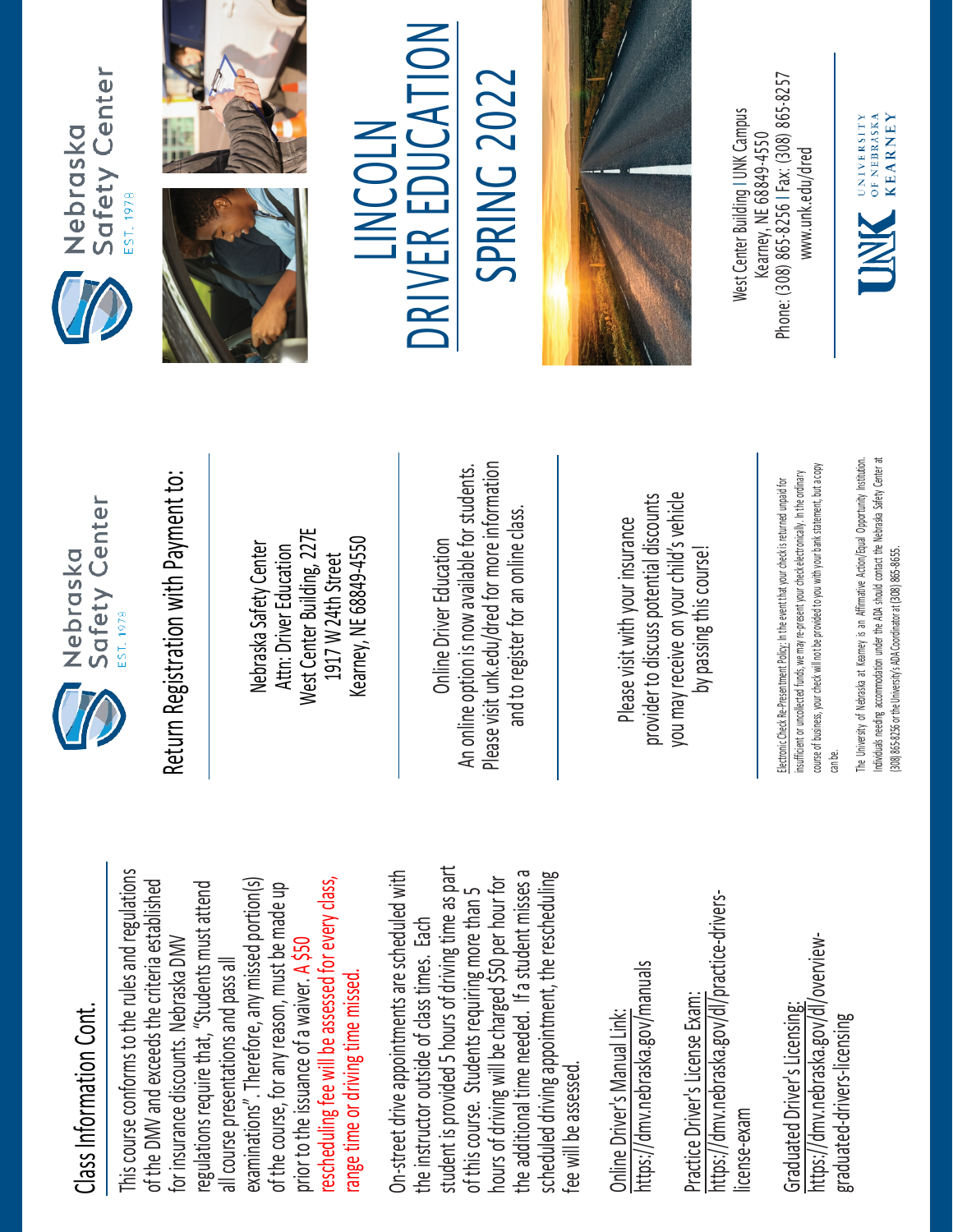## Class Information Cont.

This course conforms to the rules and regulations of the DMV and exceeds the criteria established for insurance discounts. Nebraska DMV regulations require that, "Students must attend all course presentations and pass all examinations". Therefore, any missed portion(s) of the course, for any reason, must be made up prior to the issuance of a waiver. A $50 rescheduling fee will be assessed for every class, range time or driving time missed.

On-street drive appointments are scheduled with the instructor outside of class times. Each student is provided 5 hours of driving time as part of this course. Students requiring more than 5 hours of driving will be charged $50 per hour for the additional time needed. If a student misses a scheduled driving appointment, the rescheduling fee will be assessed.

Online Driver's Manual Link:
https://dmv.nebraska.gov/manuals

Practice Driver's License Exam:
https://dmv.nebraska.gov/dl/practice-drivers-license-exam

Graduated Driver's Licensing:
https://dmv.nebraska.gov/dl/overview-graduated-drivers-licensing

Nebraska Safety Center
EST. 1978

## Return Registration with Payment to:

Nebraska Safety Center
Attn: Driver Education
West Center Building, 227E
1917 W 24th Street
Kearney, NE 68849-4550

Online Driver Education
An online option is now available for students. Please visit unk.edu/dred for more information and to register for an online class.

Please visit with your insurance provider to discuss potential discounts you may receive on your child's vehicle by passing this course!

Electronic Check Re-Presentment Policy: In the event that your check is returned unpaid for insufficient or uncollected funds, we may re-present your check electronically. In the ordinary course of business, your check will not be provided to you with your bank statement, but a copy can be.

The University of Nebraska at Kearney is an Affirmative Action/Equal Opportunity Institution. Individuals needing accommodation under the ADA should contact the Nebraska Safety Center at (308) 865-8256 or the University's ADA Coordinator at (308) 865-8655.

Nebraska Safety Center
EST. 1978

# LINCOLN DRIVER EDUCATION SPRING 2022

West Center Building | UNK Campus
Kearney, NE 68849-4550
Phone: (308) 865-8256 | Fax: (308) 865-8257
www.unk.edu/dred

UNK UNIVERSITY OF NEBRASKA KEARNEY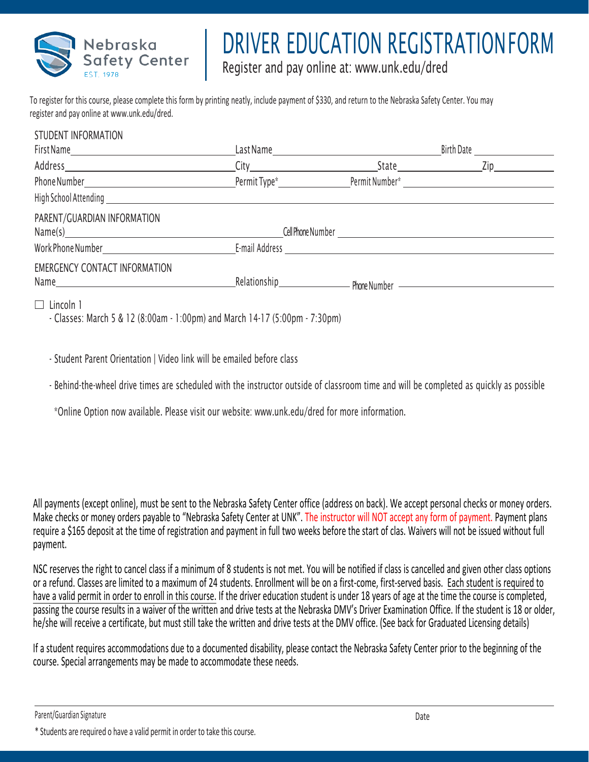Nebraska Safety Center
EST. 1978

# DRIVER EDUCATION REGISTRATION FORM

Register and pay online at: www.unk.edu/dred

To register for this course, please complete this form by printing neatly, include payment of $330, and return to the Nebraska Safety Center. You may register and pay online at www.unk.edu/dred.

STUDENT INFORMATION

First Name\_\_\_\_\_\_\_\_\_\_\_\_\_\_\_\_ Last Name\_\_\_\_\_\_\_\_\_\_\_\_\_\_\_\_ Birth Date\_\_\_\_\_\_\_\_

Address\_\_\_\_\_\_\_\_\_\_\_\_\_\_\_\_ City\_\_\_\_\_\_\_\_\_\_ State\_\_\_\_\_\_\_ Zip\_\_\_\_\_\_

Phone Number\_\_\_\_\_\_\_\_\_\_\_\_\_\_\_\_ Permit Type*\_\_\_\_\_\_\_ Permit Number*\_\_\_\_\_\_\_\_\_\_

High School Attending\_\_\_\_\_\_\_\_\_\_\_\_\_\_\_\_\_\_\_\_\_\_\_\_\_\_\_\_\_\_\_\_

PARENT/GUARDIAN INFORMATION

Name(s)\_\_\_\_\_\_\_\_\_\_\_\_\_\_\_\_ Cell Phone Number\_\_\_\_\_\_\_\_\_\_\_\_\_\_\_\_

Work Phone Number\_\_\_\_\_\_\_\_\_\_\_\_\_\_\_\_ E-mail Address\_\_\_\_\_\_\_\_\_\_\_\_\_\_\_\_

EMERGENCY CONTACT INFORMATION

Name\_\_\_\_\_\_\_\_\_\_\_\_\_\_\_\_ Relationship\_\_\_\_\_\_\_\_\_\_ Phone Number\_\_\_\_\_\_\_\_\_\_\_\_\_\_\_\_

☐ Lincoln 1

- Classes: March 5 & 12 (8:00am - 1:00pm) and March 14-17 (5:00pm - 7:30pm)

- Student Parent Orientation | Video link will be emailed before class

- Behind-the-wheel drive times are scheduled with the instructor outside of classroom time and will be completed as quickly as possible

*Online Option now available. Please visit our website: www.unk.edu/dred for more information.

All payments (except online), must be sent to the Nebraska Safety Center office (address on back). We accept personal checks or money orders. Make checks or money orders payable to "Nebraska Safety Center at UNK". The instructor will NOT accept any form of payment. Payment plans require a $165 deposit at the time of registration and payment in full two weeks before the start of clas. Waivers will not be issued without full payment.

NSC reserves the right to cancel class if a minimum of 8 students is not met. You will be notified if class is cancelled and given other class options or a refund. Classes are limited to a maximum of 24 students. Enrollment will be on a first-come, first-served basis. Each student is required to have a valid permit in order to enroll in this course. If the driver education student is under 18 years of age at the time the course is completed, passing the course results in a waiver of the written and drive tests at the Nebraska DMV's Driver Examination Office. If the student is 18 or older, he/she will receive a certificate, but must still take the written and drive tests at the DMV office. (See back for Graduated Licensing details)

If a student requires accommodations due to a documented disability, please contact the Nebraska Safety Center prior to the beginning of the course. Special arrangements may be made to accommodate these needs.

\_\_\_\_\_\_\_\_\_\_\_\_\_\_\_\_\_\_\_\_\_\_\_\_\_\_\_\_\_\_\_\_\_\_\_\_\_\_\_\_\_\_\_\_\_\_\_\_

Parent/Guardian Signature Date

* Students are required o have a valid permit in order to take this course.